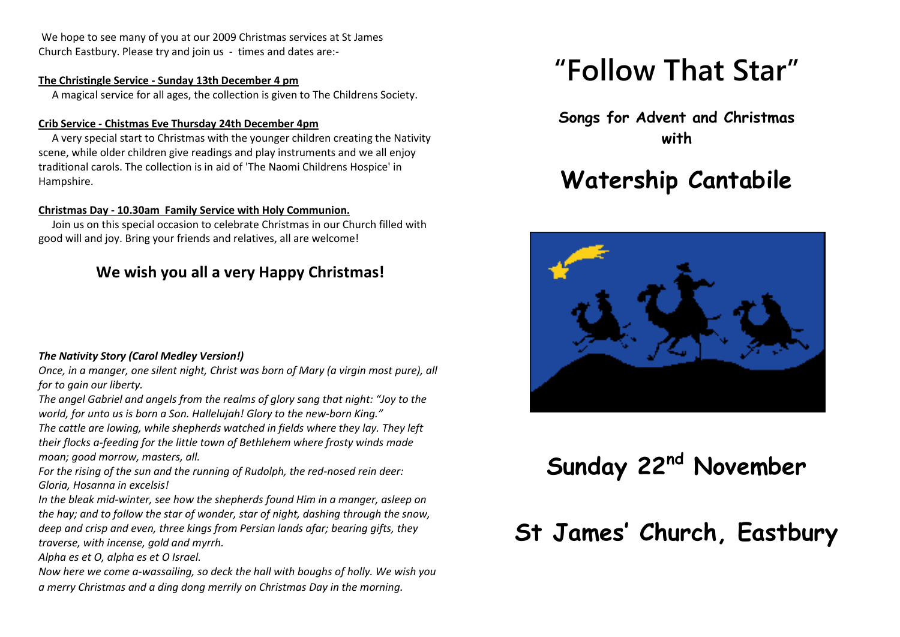We hope to see many of you at our 2009 Christmas services at St James Church Eastbury. Please try and join us - times and dates are:-

**The Christingle Service - Sunday 13th December 4 pm**

A magical service for all ages, the collection is given to The Childrens Society.

**Crib Service - Chistmas Eve Thursday 24th December 4pm**

A very special start to Christmas with the younger children creating the Nativity scene, while older children give readings and play instruments and we all enjoy traditional carols. The collection is in aid of 'The Naomi Childrens Hospice' in Hampshire.

**Christmas Day - 10.30am Family Service with Holy Communion.**

Join us on this special occasion to celebrate Christmas in our Church filled with good will and joy. Bring your friends and relatives, all are welcome!

## We wish you all a very Happy Christmas!

***The Nativity Story (Carol Medley Version!)***

*Once, in a manger, one silent night, Christ was born of Mary (a virgin most pure), all for to gain our liberty.*

*The angel Gabriel and angels from the realms of glory sang that night: "Joy to the world, for unto us is born a Son. Hallelujah! Glory to the new-born King."*

*The cattle are lowing, while shepherds watched in fields where they lay. They left their flocks a-feeding for the little town of Bethlehem where frosty winds made moan; good morrow, masters, all.*

*For the rising of the sun and the running of Rudolph, the red-nosed rein deer: Gloria, Hosanna in excelsis!*

*In the bleak mid-winter, see how the shepherds found Him in a manger, asleep on the hay; and to follow the star of wonder, star of night, dashing through the snow, deep and crisp and even, three kings from Persian lands afar; bearing gifts, they traverse, with incense, gold and myrrh.*

*Alpha es et O, alpha es et O Israel.*

*Now here we come a-wassailing, so deck the hall with boughs of holly. We wish you a merry Christmas and a ding dong merrily on Christmas Day in the morning.*

# "Follow That Star"

**Songs for Advent and Christmas with**

# Watership Cantabile

# Sunday 22nd November

# St James' Church, Eastbury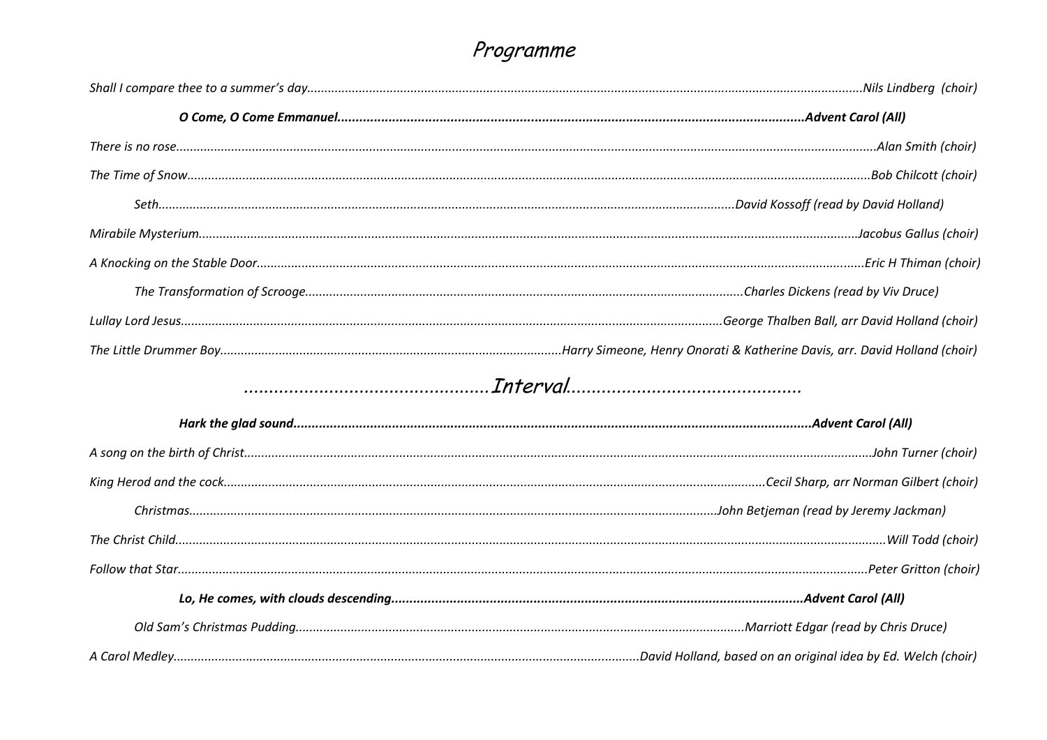# *Programme*

*Shall I compare thee to a summer's day..........................................................................Nils Lindberg (choir)*

***O Come, O Come Emmanuel..........................................................................Advent Carol (All)***

*There is no rose..........................................................................Alan Smith (choir)*

*The Time of Snow..........................................................................Bob Chilcott (choir)*

*Seth..........................................................................David Kossoff (read by David Holland)*

*Mirabile Mysterium..........................................................................Jacobus Gallus (choir)*

*A Knocking on the Stable Door..........................................................................Eric H Thiman (choir)*

*The Transformation of Scrooge..........................................................................Charles Dickens (read by Viv Druce)*

*Lullay Lord Jesus..........................................................................George Thalben Ball, arr David Holland (choir)*

*The Little Drummer Boy..........................................................................Harry Simeone, Henry Onorati & Katherine Davis, arr. David Holland (choir)*

## *................................................Interval................................................*

***Hark the glad sound..........................................................................Advent Carol (All)***

*A song on the birth of Christ..........................................................................John Turner (choir)*

*King Herod and the cock..........................................................................Cecil Sharp, arr Norman Gilbert (choir)*

*Christmas..........................................................................John Betjeman (read by Jeremy Jackman)*

*The Christ Child..........................................................................Will Todd (choir)*

*Follow that Star..........................................................................Peter Gritton (choir)*

***Lo, He comes, with clouds descending..........................................................................Advent Carol (All)***

*Old Sam's Christmas Pudding..........................................................................Marriott Edgar (read by Chris Druce)*

*A Carol Medley..........................................................................David Holland, based on an original idea by Ed. Welch (choir)*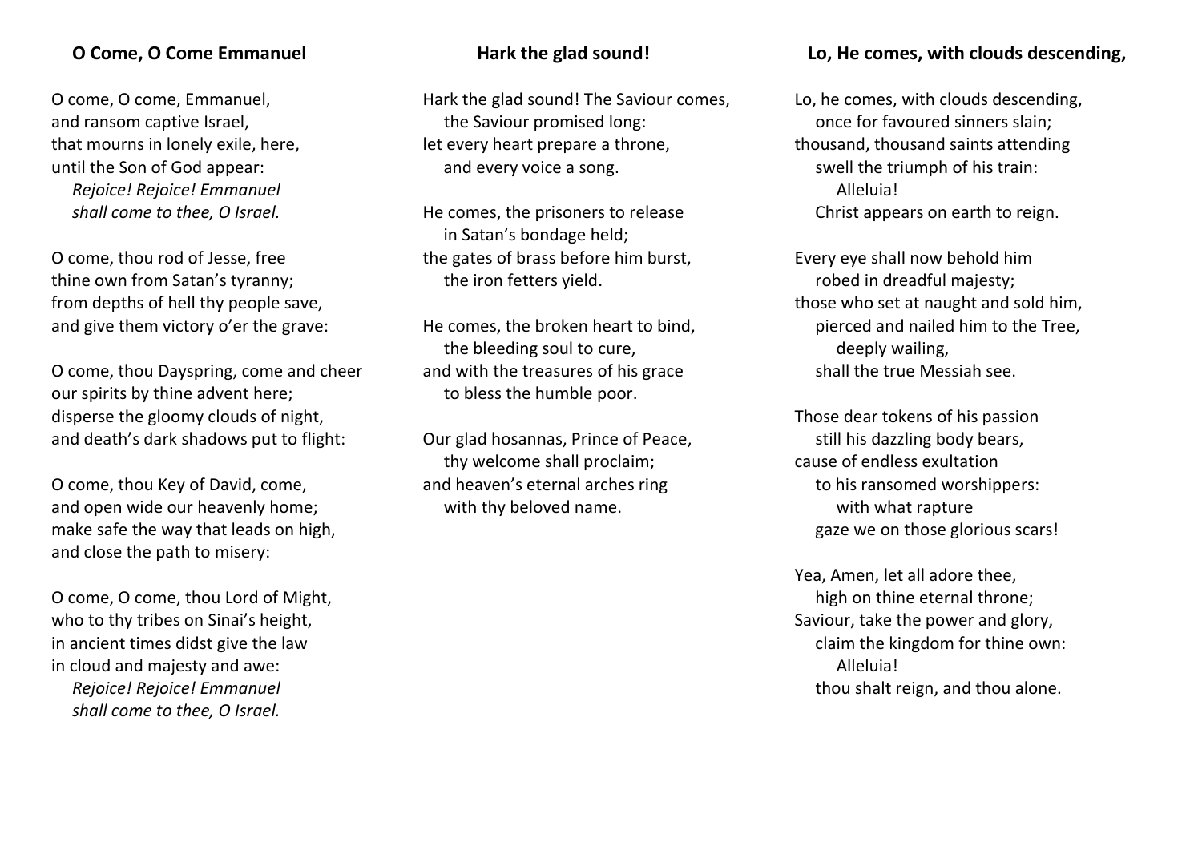**O Come, O Come Emmanuel**

O come, O come, Emmanuel,
and ransom captive Israel,
that mourns in lonely exile, here,
until the Son of God appear:
*Rejoice! Rejoice! Emmanuel*
*shall come to thee, O Israel.*

O come, thou rod of Jesse, free
thine own from Satan's tyranny;
from depths of hell thy people save,
and give them victory o'er the grave:

O come, thou Dayspring, come and cheer
our spirits by thine advent here;
disperse the gloomy clouds of night,
and death's dark shadows put to flight:

O come, thou Key of David, come,
and open wide our heavenly home;
make safe the way that leads on high,
and close the path to misery:

O come, O come, thou Lord of Might,
who to thy tribes on Sinai's height,
in ancient times didst give the law
in cloud and majesty and awe:
*Rejoice! Rejoice! Emmanuel*
*shall come to thee, O Israel.*

**Hark the glad sound!**

Hark the glad sound! The Saviour comes,
the Saviour promised long:
let every heart prepare a throne,
and every voice a song.

He comes, the prisoners to release
in Satan's bondage held;
the gates of brass before him burst,
the iron fetters yield.

He comes, the broken heart to bind,
the bleeding soul to cure,
and with the treasures of his grace
to bless the humble poor.

Our glad hosannas, Prince of Peace,
thy welcome shall proclaim;
and heaven's eternal arches ring
with thy beloved name.

**Lo, He comes, with clouds descending,**

Lo, he comes, with clouds descending,
once for favoured sinners slain;
thousand, thousand saints attending
swell the triumph of his train:
Alleluia!
Christ appears on earth to reign.

Every eye shall now behold him
robed in dreadful majesty;
those who set at naught and sold him,
pierced and nailed him to the Tree,
deeply wailing,
shall the true Messiah see.

Those dear tokens of his passion
still his dazzling body bears,
cause of endless exultation
to his ransomed worshippers:
with what rapture
gaze we on those glorious scars!

Yea, Amen, let all adore thee,
high on thine eternal throne;
Saviour, take the power and glory,
claim the kingdom for thine own:
Alleluia!
thou shalt reign, and thou alone.